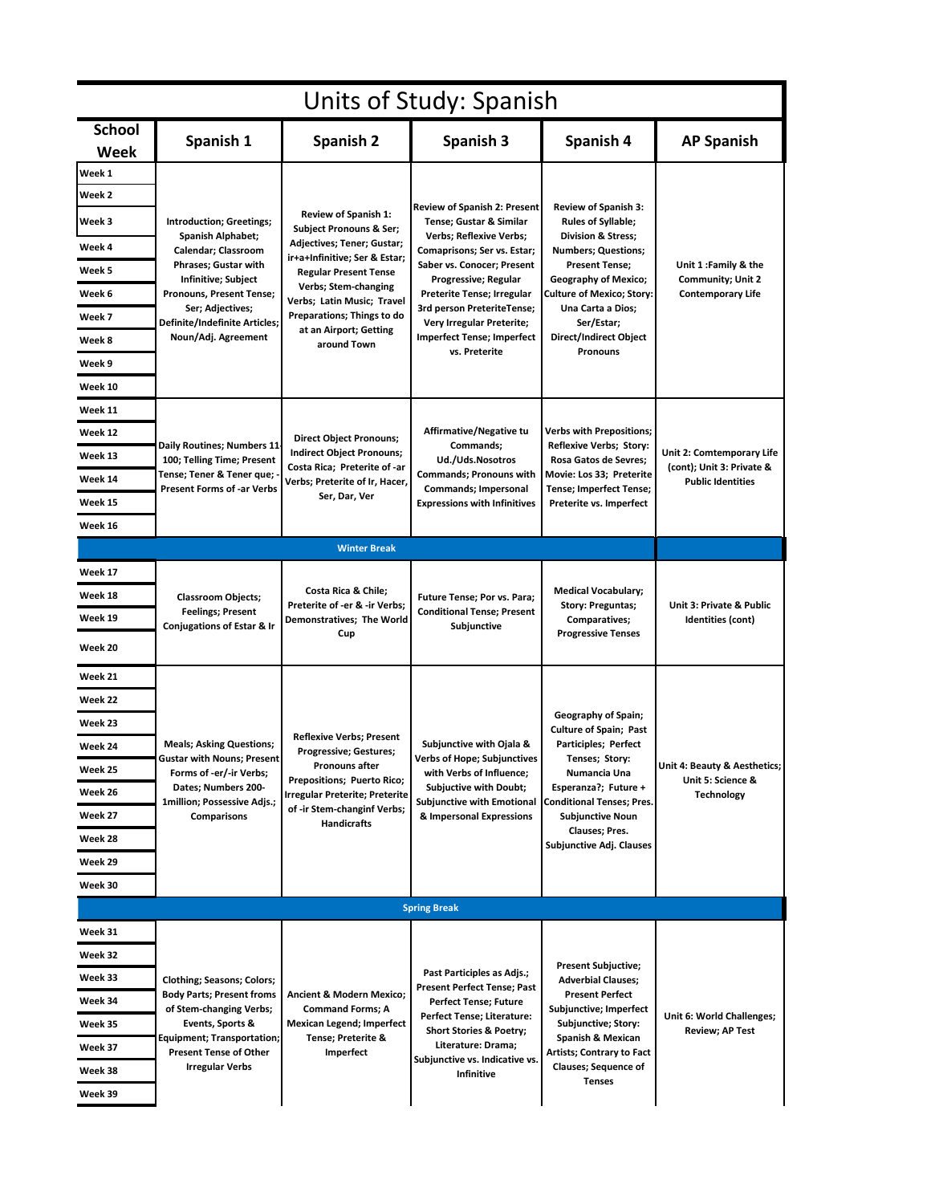# Units of Study: Spanish

| School Week | Spanish 1 | Spanish 2 | Spanish 3 | Spanish 4 | AP Spanish |
|---|---|---|---|---|---|
| Week 1 – Week 10 | Introduction; Greetings; Spanish Alphabet; Calendar; Classroom Phrases; Gustar with Infinitive; Subject Pronouns, Present Tense; Ser; Adjectives; Definite/Indefinite Articles; Noun/Adj. Agreement | Review of Spanish 1: Subject Pronouns & Ser; Adjectives; Tener; Gustar; ir+a+Infinitive; Ser & Estar; Regular Present Tense Verbs; Stem-changing Verbs; Latin Music; Travel Preparations; Things to do at an Airport; Getting around Town | Review of Spanish 2: Present Tense; Gustar & Similar Verbs; Reflexive Verbs; Comaprisons; Ser vs. Estar; Saber vs. Conocer; Present Progressive; Regular Preterite Tense; Irregular 3rd person PreteriteTense; Very Irregular Preterite; Imperfect Tense; Imperfect vs. Preterite | Review of Spanish 3: Rules of Syllable; Division & Stress; Numbers; Questions; Present Tense; Geography of Mexico; Culture of Mexico; Story: Una Carta a Dios; Ser/Estar; Direct/Indirect Object Pronouns | Unit 1 :Family & the Community; Unit 2 Contemporary Life |
| Week 11 – Week 16 | Daily Routines; Numbers 11-100; Telling Time; Present Tense; Tener & Tener que; -Present Forms of -ar Verbs | Direct Object Pronouns; Indirect Object Pronouns; Costa Rica; Preterite of -ar Verbs; Preterite of Ir, Hacer, Ser, Dar, Ver | Affirmative/Negative tu Commands; Ud./Uds.Nosotros Commands; Pronouns with Commands; Impersonal Expressions with Infinitives | Verbs with Prepositions; Reflexive Verbs; Story: Rosa Gatos de Sevres; Movie: Los 33; Preterite Tense; Imperfect Tense; Preterite vs. Imperfect | Unit 2: Comtemporary Life (cont); Unit 3: Private & Public Identities |
| **Winter Break** | | | | | |
| Week 17 – Week 20 | Classroom Objects; Feelings; Present Conjugations of Estar & Ir | Costa Rica & Chile; Preterite of -er & -ir Verbs; Demonstratives; The World Cup | Future Tense; Por vs. Para; Conditional Tense; Present Subjunctive | Medical Vocabulary; Story: Preguntas; Comparatives; Progressive Tenses | Unit 3: Private & Public Identities (cont) |
| Week 21 – Week 30 | Meals; Asking Questions; Gustar with Nouns; Present Forms of -er/-ir Verbs; Dates; Numbers 200-1million; Possessive Adjs.; Comparisons | Reflexive Verbs; Present Progressive; Gestures; Pronouns after Prepositions; Puerto Rico; Irregular Preterite; Preterite of -ir Stem-changinf Verbs; Handicrafts | Subjunctive with Ojala & Verbs of Hope; Subjunctives with Verbs of Influence; Subjective with Doubt; Subjunctive with Emotional & Impersonal Expressions | Geography of Spain; Culture of Spain; Past Participles; Perfect Tenses; Story: Numancia Una Esperanza?; Future + Conditional Tenses; Pres. Subjunctive Noun Clauses; Pres. Subjunctive Adj. Clauses | Unit 4: Beauty & Aesthetics; Unit 5: Science & Technology |
| **Spring Break** | | | | | |
| Week 31 – Week 39 | Clothing; Seasons; Colors; Body Parts; Present froms of Stem-changing Verbs; Events, Sports & Equipment; Transportation; Present Tense of Other Irregular Verbs | Ancient & Modern Mexico; Command Forms; A Mexican Legend; Imperfect Tense; Preterite & Imperfect | Past Participles as Adjs.; Present Perfect Tense; Past Perfect Tense; Future Perfect Tense; Literature: Short Stories & Poetry; Literature: Drama; Subjunctive vs. Indicative vs. Infinitive | Present Subjuctive; Adverbial Clauses; Present Perfect Subjunctive; Imperfect Subjunctive; Story: Spanish & Mexican Artists; Contrary to Fact Clauses; Sequence of Tenses | Unit 6: World Challenges; Review; AP Test |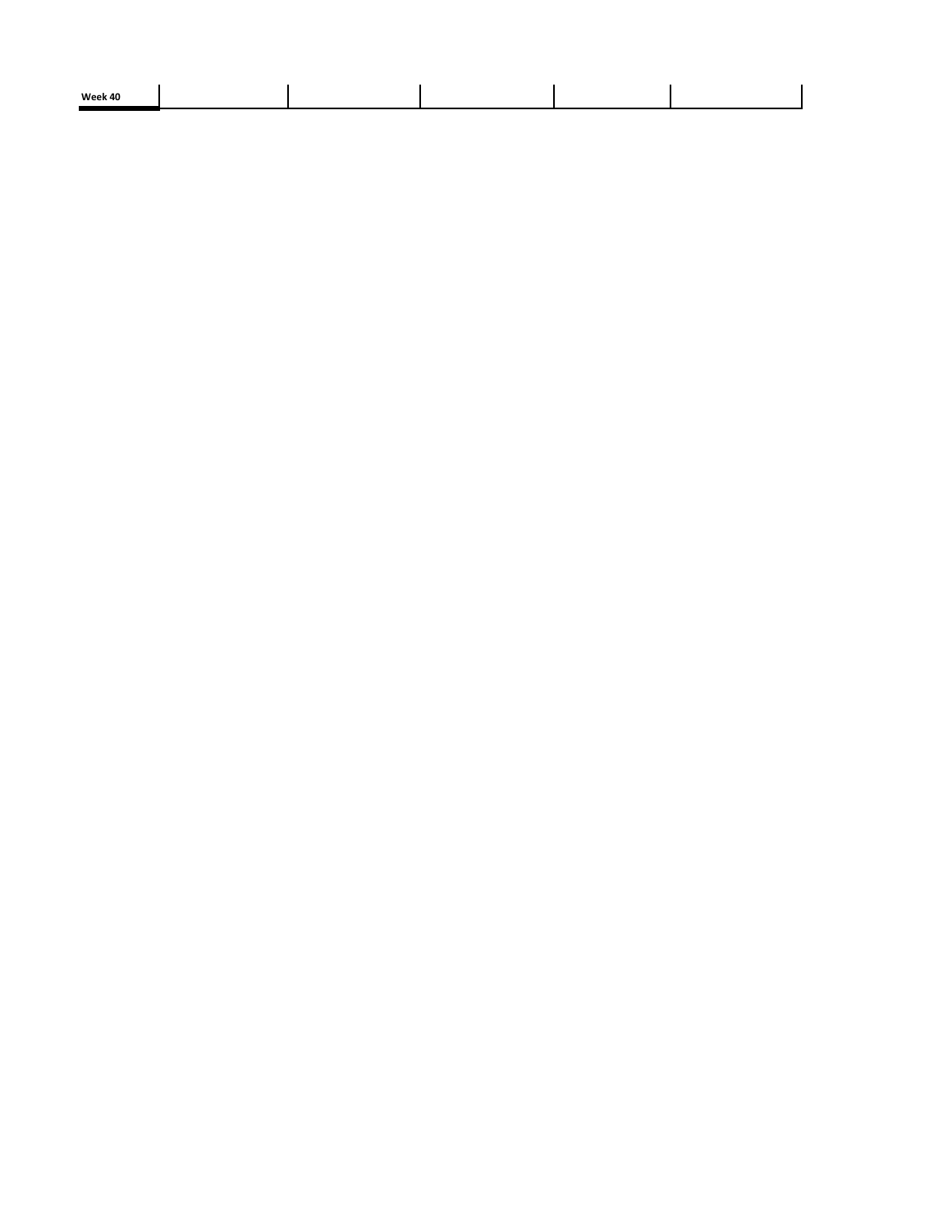| | | | | | |
|---|---|---|---|---|---|
| **Week 40** | | | | | |